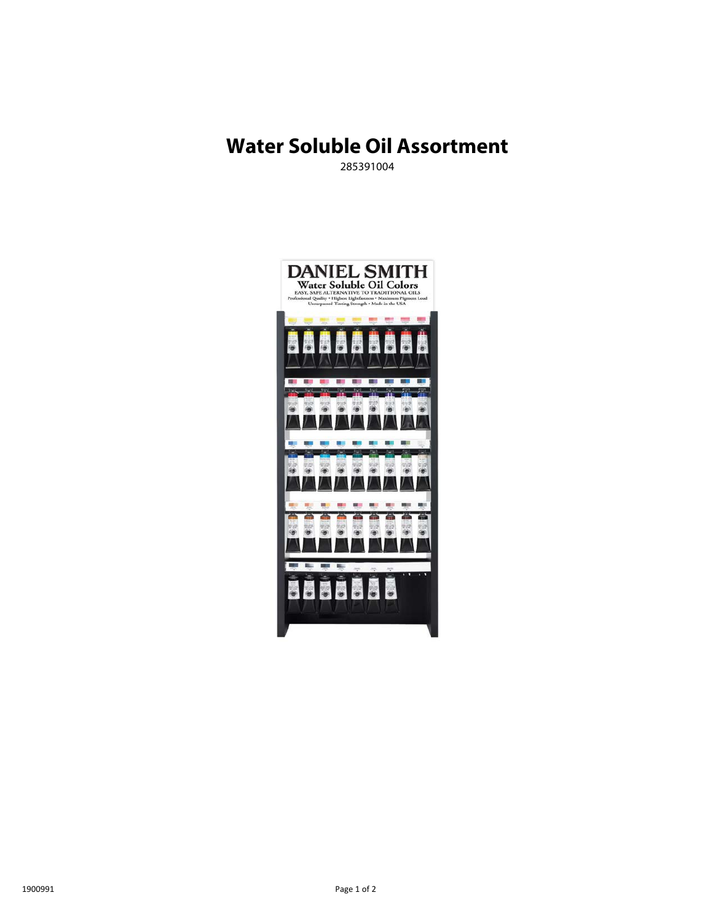# Water Soluble Oil Assortment

285391004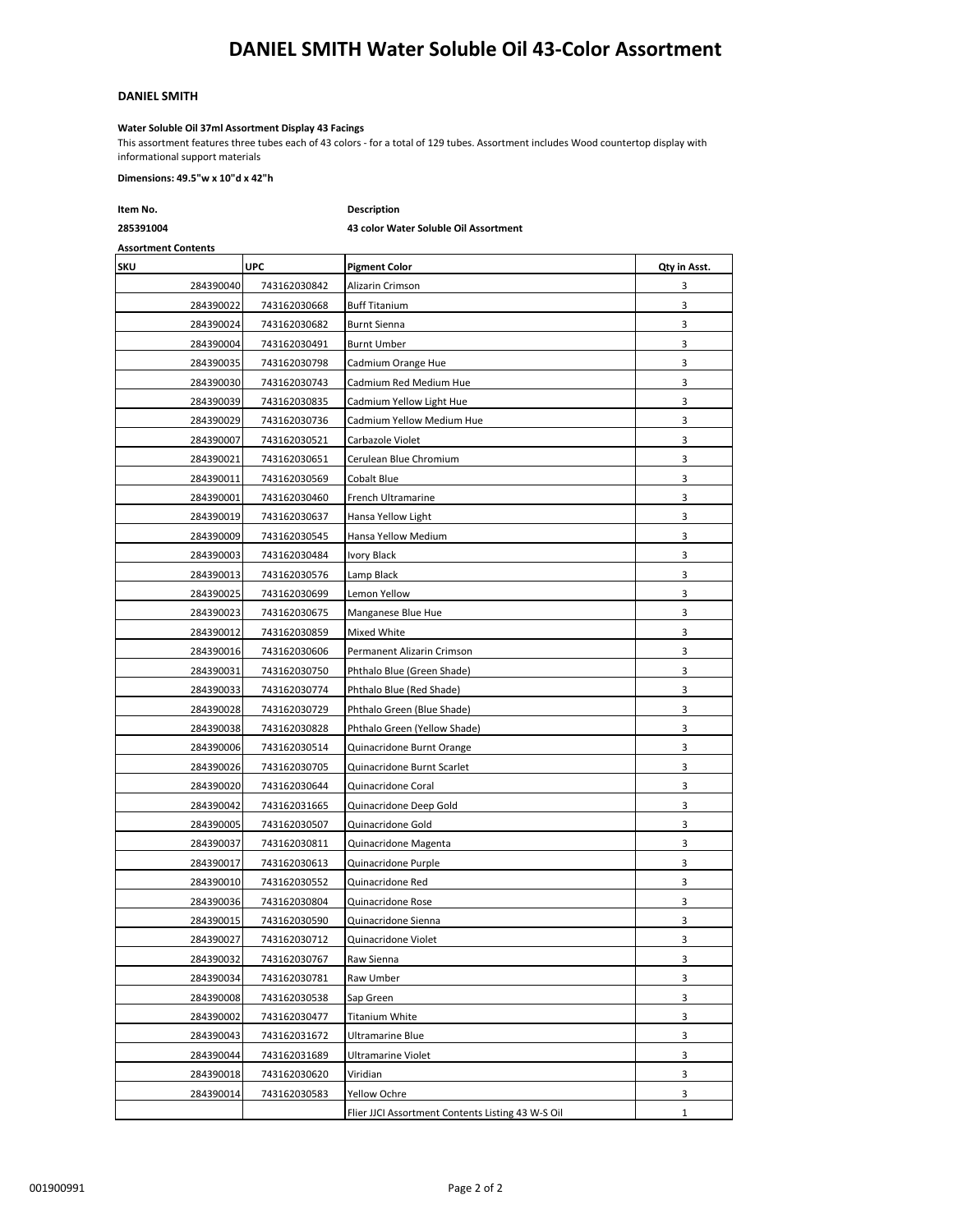# DANIEL SMITH Water Soluble Oil 43-Color Assortment

**DANIEL SMITH**

**Water Soluble Oil 37ml Assortment Display 43 Facings**

This assortment features three tubes each of 43 colors - for a total of 129 tubes. Assortment includes Wood countertop display with informational support materials

**Dimensions: 49.5"w x 10"d x 42"h**

| **Item No.** | **Description** |
|---|---|
| **285391004** | **43 color Water Soluble Oil Assortment** |

**Assortment Contents**

| SKU | UPC | Pigment Color | Qty in Asst. |
|---|---|---|---|
| 284390040 | 743162030842 | Alizarin Crimson | 3 |
| 284390022 | 743162030668 | Buff Titanium | 3 |
| 284390024 | 743162030682 | Burnt Sienna | 3 |
| 284390004 | 743162030491 | Burnt Umber | 3 |
| 284390035 | 743162030798 | Cadmium Orange Hue | 3 |
| 284390030 | 743162030743 | Cadmium Red Medium Hue | 3 |
| 284390039 | 743162030835 | Cadmium Yellow Light Hue | 3 |
| 284390029 | 743162030736 | Cadmium Yellow Medium Hue | 3 |
| 284390007 | 743162030521 | Carbazole Violet | 3 |
| 284390021 | 743162030651 | Cerulean Blue Chromium | 3 |
| 284390011 | 743162030569 | Cobalt Blue | 3 |
| 284390001 | 743162030460 | French Ultramarine | 3 |
| 284390019 | 743162030637 | Hansa Yellow Light | 3 |
| 284390009 | 743162030545 | Hansa Yellow Medium | 3 |
| 284390003 | 743162030484 | Ivory Black | 3 |
| 284390013 | 743162030576 | Lamp Black | 3 |
| 284390025 | 743162030699 | Lemon Yellow | 3 |
| 284390023 | 743162030675 | Manganese Blue Hue | 3 |
| 284390012 | 743162030859 | Mixed White | 3 |
| 284390016 | 743162030606 | Permanent Alizarin Crimson | 3 |
| 284390031 | 743162030750 | Phthalo Blue (Green Shade) | 3 |
| 284390033 | 743162030774 | Phthalo Blue (Red Shade) | 3 |
| 284390028 | 743162030729 | Phthalo Green (Blue Shade) | 3 |
| 284390038 | 743162030828 | Phthalo Green (Yellow Shade) | 3 |
| 284390006 | 743162030514 | Quinacridone Burnt Orange | 3 |
| 284390026 | 743162030705 | Quinacridone Burnt Scarlet | 3 |
| 284390020 | 743162030644 | Quinacridone Coral | 3 |
| 284390042 | 743162031665 | Quinacridone Deep Gold | 3 |
| 284390005 | 743162030507 | Quinacridone Gold | 3 |
| 284390037 | 743162030811 | Quinacridone Magenta | 3 |
| 284390017 | 743162030613 | Quinacridone Purple | 3 |
| 284390010 | 743162030552 | Quinacridone Red | 3 |
| 284390036 | 743162030804 | Quinacridone Rose | 3 |
| 284390015 | 743162030590 | Quinacridone Sienna | 3 |
| 284390027 | 743162030712 | Quinacridone Violet | 3 |
| 284390032 | 743162030767 | Raw Sienna | 3 |
| 284390034 | 743162030781 | Raw Umber | 3 |
| 284390008 | 743162030538 | Sap Green | 3 |
| 284390002 | 743162030477 | Titanium White | 3 |
| 284390043 | 743162031672 | Ultramarine Blue | 3 |
| 284390044 | 743162031689 | Ultramarine Violet | 3 |
| 284390018 | 743162030620 | Viridian | 3 |
| 284390014 | 743162030583 | Yellow Ochre | 3 |
| | | Flier JJCI Assortment Contents Listing 43 W-S Oil | 1 |

001900991